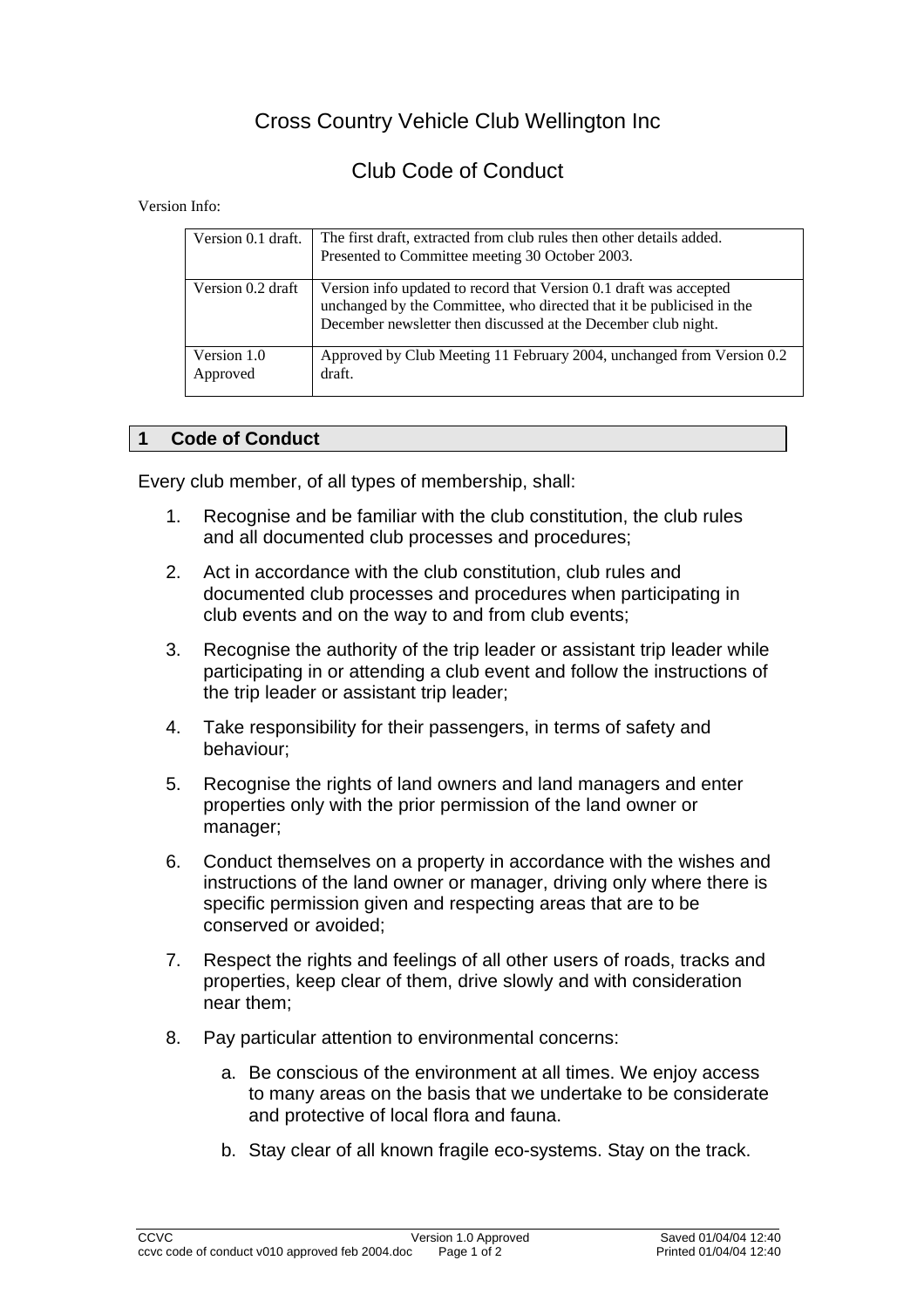# Cross Country Vehicle Club Wellington Inc

## Club Code of Conduct

Version Info:

| | |
|---|---|
| Version 0.1 draft. | The first draft, extracted from club rules then other details added. Presented to Committee meeting 30 October 2003. |
| Version 0.2 draft | Version info updated to record that Version 0.1 draft was accepted unchanged by the Committee, who directed that it be publicised in the December newsletter then discussed at the December club night. |
| Version 1.0 Approved | Approved by Club Meeting 11 February 2004, unchanged from Version 0.2 draft. |

## 1 Code of Conduct

Every club member, of all types of membership, shall:

1. Recognise and be familiar with the club constitution, the club rules and all documented club processes and procedures;
2. Act in accordance with the club constitution, club rules and documented club processes and procedures when participating in club events and on the way to and from club events;
3. Recognise the authority of the trip leader or assistant trip leader while participating in or attending a club event and follow the instructions of the trip leader or assistant trip leader;
4. Take responsibility for their passengers, in terms of safety and behaviour;
5. Recognise the rights of land owners and land managers and enter properties only with the prior permission of the land owner or manager;
6. Conduct themselves on a property in accordance with the wishes and instructions of the land owner or manager, driving only where there is specific permission given and respecting areas that are to be conserved or avoided;
7. Respect the rights and feelings of all other users of roads, tracks and properties, keep clear of them, drive slowly and with consideration near them;
8. Pay particular attention to environmental concerns:
   a. Be conscious of the environment at all times. We enjoy access to many areas on the basis that we undertake to be considerate and protective of local flora and fauna.
   b. Stay clear of all known fragile eco-systems. Stay on the track.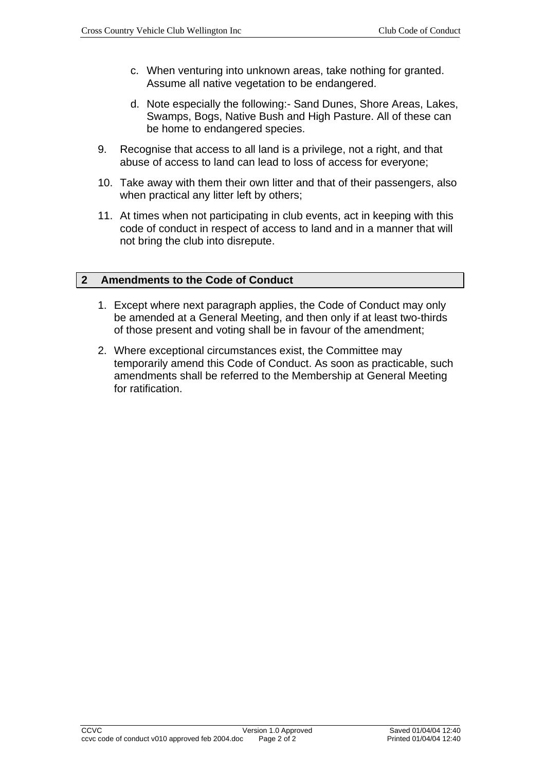c. When venturing into unknown areas, take nothing for granted. Assume all native vegetation to be endangered.

   d. Note especially the following:- Sand Dunes, Shore Areas, Lakes, Swamps, Bogs, Native Bush and High Pasture. All of these can be home to endangered species.

9. Recognise that access to all land is a privilege, not a right, and that abuse of access to land can lead to loss of access for everyone;

10. Take away with them their own litter and that of their passengers, also when practical any litter left by others;

11. At times when not participating in club events, act in keeping with this code of conduct in respect of access to land and in a manner that will not bring the club into disrepute.

## 2 Amendments to the Code of Conduct

1. Except where next paragraph applies, the Code of Conduct may only be amended at a General Meeting, and then only if at least two-thirds of those present and voting shall be in favour of the amendment;

2. Where exceptional circumstances exist, the Committee may temporarily amend this Code of Conduct. As soon as practicable, such amendments shall be referred to the Membership at General Meeting for ratification.